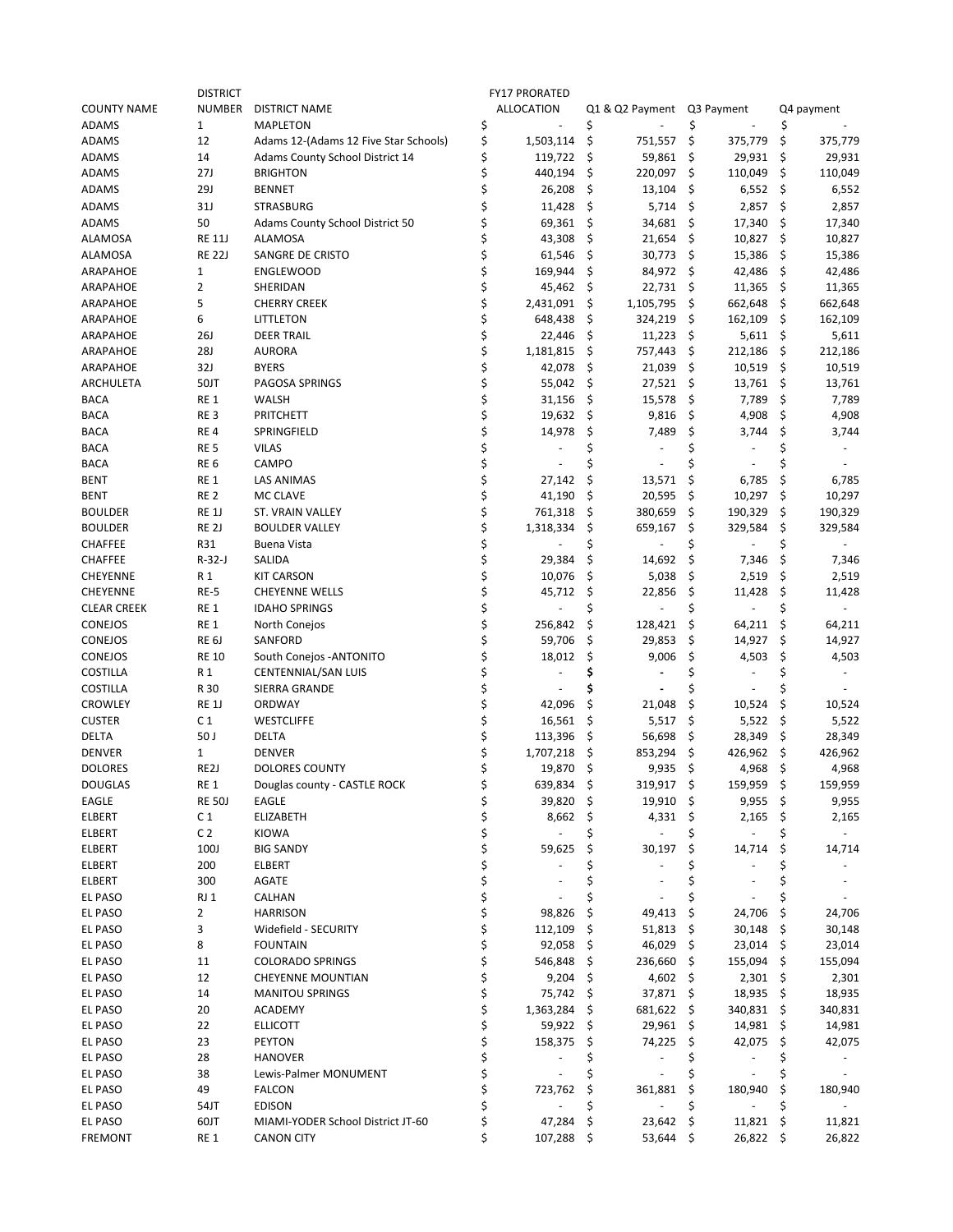| COUNTY NAME | DISTRICT NUMBER | DISTRICT NAME | FY17 PRORATED ALLOCATION | Q1 & Q2 Payment | Q3 Payment | Q4 payment |
|---|---|---|---|---|---|---|
| ADAMS | 1 | MAPLETON | $ - | $ - | $ - | $ - |
| ADAMS | 12 | Adams 12-(Adams 12 Five Star Schools) | $ 1,503,114 | $ 751,557 | $ 375,779 | $ 375,779 |
| ADAMS | 14 | Adams County School District 14 | $ 119,722 | $ 59,861 | $ 29,931 | $ 29,931 |
| ADAMS | 27J | BRIGHTON | $ 440,194 | $ 220,097 | $ 110,049 | $ 110,049 |
| ADAMS | 29J | BENNET | $ 26,208 | $ 13,104 | $ 6,552 | $ 6,552 |
| ADAMS | 31J | STRASBURG | $ 11,428 | $ 5,714 | $ 2,857 | $ 2,857 |
| ADAMS | 50 | Adams County School District 50 | $ 69,361 | $ 34,681 | $ 17,340 | $ 17,340 |
| ALAMOSA | RE 11J | ALAMOSA | $ 43,308 | $ 21,654 | $ 10,827 | $ 10,827 |
| ALAMOSA | RE 22J | SANGRE DE CRISTO | $ 61,546 | $ 30,773 | $ 15,386 | $ 15,386 |
| ARAPAHOE | 1 | ENGLEWOOD | $ 169,944 | $ 84,972 | $ 42,486 | $ 42,486 |
| ARAPAHOE | 2 | SHERIDAN | $ 45,462 | $ 22,731 | $ 11,365 | $ 11,365 |
| ARAPAHOE | 5 | CHERRY CREEK | $ 2,431,091 | $ 1,105,795 | $ 662,648 | $ 662,648 |
| ARAPAHOE | 6 | LITTLETON | $ 648,438 | $ 324,219 | $ 162,109 | $ 162,109 |
| ARAPAHOE | 26J | DEER TRAIL | $ 22,446 | $ 11,223 | $ 5,611 | $ 5,611 |
| ARAPAHOE | 28J | AURORA | $ 1,181,815 | $ 757,443 | $ 212,186 | $ 212,186 |
| ARAPAHOE | 32J | BYERS | $ 42,078 | $ 21,039 | $ 10,519 | $ 10,519 |
| ARCHULETA | 50JT | PAGOSA SPRINGS | $ 55,042 | $ 27,521 | $ 13,761 | $ 13,761 |
| BACA | RE 1 | WALSH | $ 31,156 | $ 15,578 | $ 7,789 | $ 7,789 |
| BACA | RE 3 | PRITCHETT | $ 19,632 | $ 9,816 | $ 4,908 | $ 4,908 |
| BACA | RE 4 | SPRINGFIELD | $ 14,978 | $ 7,489 | $ 3,744 | $ 3,744 |
| BACA | RE 5 | VILAS | $ - | $ - | $ - | $ - |
| BACA | RE 6 | CAMPO | $ - | $ - | $ - | $ - |
| BENT | RE 1 | LAS ANIMAS | $ 27,142 | $ 13,571 | $ 6,785 | $ 6,785 |
| BENT | RE 2 | MC CLAVE | $ 41,190 | $ 20,595 | $ 10,297 | $ 10,297 |
| BOULDER | RE 1J | ST. VRAIN VALLEY | $ 761,318 | $ 380,659 | $ 190,329 | $ 190,329 |
| BOULDER | RE 2J | BOULDER VALLEY | $ 1,318,334 | $ 659,167 | $ 329,584 | $ 329,584 |
| CHAFFEE | R31 | Buena Vista | $ - | $ - | $ - | $ - |
| CHAFFEE | R-32-J | SALIDA | $ 29,384 | $ 14,692 | $ 7,346 | $ 7,346 |
| CHEYENNE | R 1 | KIT CARSON | $ 10,076 | $ 5,038 | $ 2,519 | $ 2,519 |
| CHEYENNE | RE-5 | CHEYENNE WELLS | $ 45,712 | $ 22,856 | $ 11,428 | $ 11,428 |
| CLEAR CREEK | RE 1 | IDAHO SPRINGS | $ - | $ - | $ - | $ - |
| CONEJOS | RE 1 | North Conejos | $ 256,842 | $ 128,421 | $ 64,211 | $ 64,211 |
| CONEJOS | RE 6J | SANFORD | $ 59,706 | $ 29,853 | $ 14,927 | $ 14,927 |
| CONEJOS | RE 10 | South Conejos -ANTONITO | $ 18,012 | $ 9,006 | $ 4,503 | $ 4,503 |
| COSTILLA | R 1 | CENTENNIAL/SAN LUIS | $ - | $ - | $ - | $ - |
| COSTILLA | R 30 | SIERRA GRANDE | $ - | $ - | $ - | $ - |
| CROWLEY | RE 1J | ORDWAY | $ 42,096 | $ 21,048 | $ 10,524 | $ 10,524 |
| CUSTER | C 1 | WESTCLIFFE | $ 16,561 | $ 5,517 | $ 5,522 | $ 5,522 |
| DELTA | 50 J | DELTA | $ 113,396 | $ 56,698 | $ 28,349 | $ 28,349 |
| DENVER | 1 | DENVER | $ 1,707,218 | $ 853,294 | $ 426,962 | $ 426,962 |
| DOLORES | RE2J | DOLORES COUNTY | $ 19,870 | $ 9,935 | $ 4,968 | $ 4,968 |
| DOUGLAS | RE 1 | Douglas county - CASTLE ROCK | $ 639,834 | $ 319,917 | $ 159,959 | $ 159,959 |
| EAGLE | RE 50J | EAGLE | $ 39,820 | $ 19,910 | $ 9,955 | $ 9,955 |
| ELBERT | C 1 | ELIZABETH | $ 8,662 | $ 4,331 | $ 2,165 | $ 2,165 |
| ELBERT | C 2 | KIOWA | $ - | $ - | $ - | $ - |
| ELBERT | 100J | BIG SANDY | $ 59,625 | $ 30,197 | $ 14,714 | $ 14,714 |
| ELBERT | 200 | ELBERT | $ - | $ - | $ - | $ - |
| ELBERT | 300 | AGATE | $ - | $ - | $ - | $ - |
| EL PASO | RJ 1 | CALHAN | $ - | $ - | $ - | $ - |
| EL PASO | 2 | HARRISON | $ 98,826 | $ 49,413 | $ 24,706 | $ 24,706 |
| EL PASO | 3 | Widefield - SECURITY | $ 112,109 | $ 51,813 | $ 30,148 | $ 30,148 |
| EL PASO | 8 | FOUNTAIN | $ 92,058 | $ 46,029 | $ 23,014 | $ 23,014 |
| EL PASO | 11 | COLORADO SPRINGS | $ 546,848 | $ 236,660 | $ 155,094 | $ 155,094 |
| EL PASO | 12 | CHEYENNE MOUNTIAN | $ 9,204 | $ 4,602 | $ 2,301 | $ 2,301 |
| EL PASO | 14 | MANITOU SPRINGS | $ 75,742 | $ 37,871 | $ 18,935 | $ 18,935 |
| EL PASO | 20 | ACADEMY | $ 1,363,284 | $ 681,622 | $ 340,831 | $ 340,831 |
| EL PASO | 22 | ELLICOTT | $ 59,922 | $ 29,961 | $ 14,981 | $ 14,981 |
| EL PASO | 23 | PEYTON | $ 158,375 | $ 74,225 | $ 42,075 | $ 42,075 |
| EL PASO | 28 | HANOVER | $ - | $ - | $ - | $ - |
| EL PASO | 38 | Lewis-Palmer MONUMENT | $ - | $ - | $ - | $ - |
| EL PASO | 49 | FALCON | $ 723,762 | $ 361,881 | $ 180,940 | $ 180,940 |
| EL PASO | 54JT | EDISON | $ - | $ - | $ - | $ - |
| EL PASO | 60JT | MIAMI-YODER School District JT-60 | $ 47,284 | $ 23,642 | $ 11,821 | $ 11,821 |
| FREMONT | RE 1 | CANON CITY | $ 107,288 | $ 53,644 | $ 26,822 | $ 26,822 |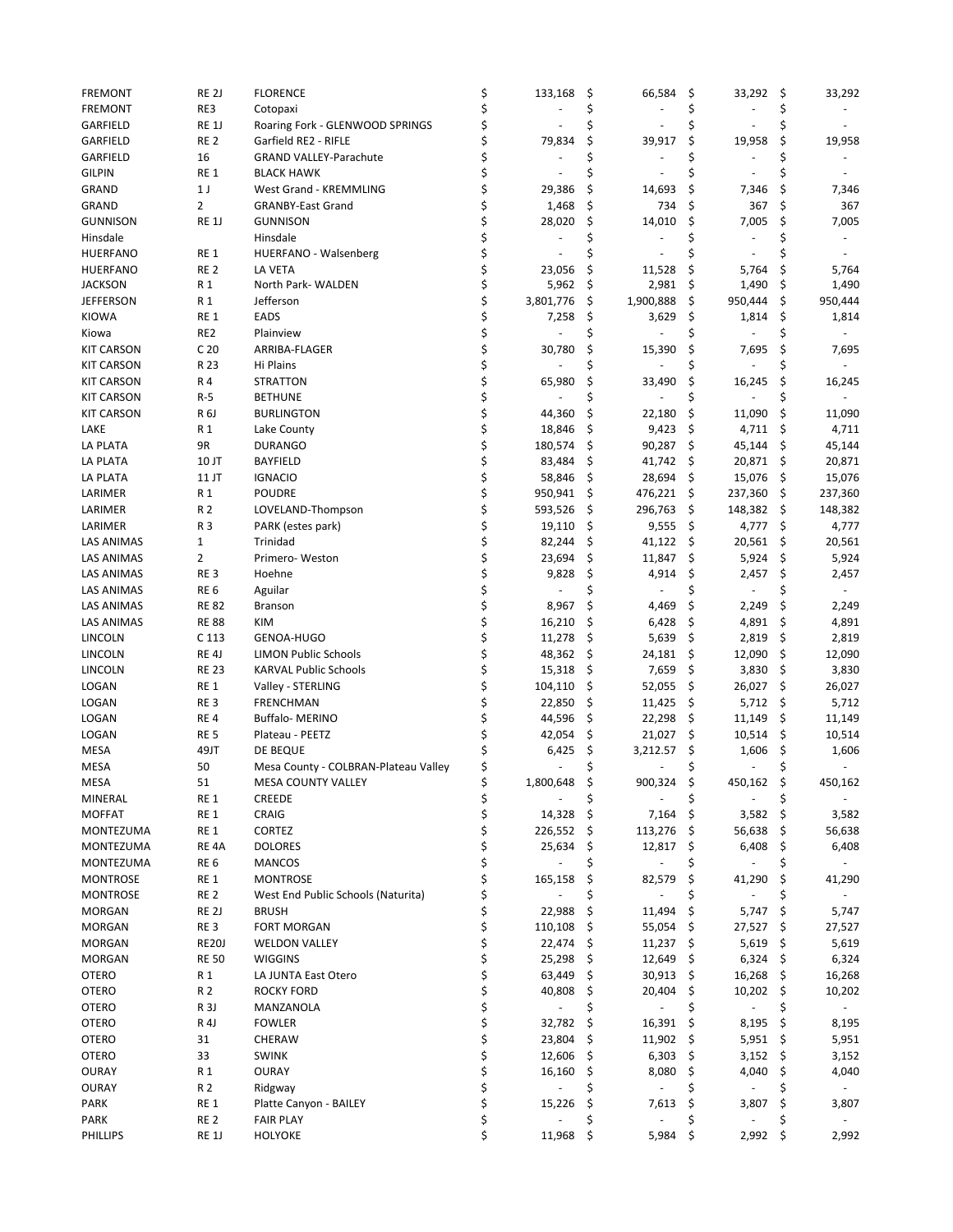| | | | | | | |
|---|---|---|---|---|---|---|
| FREMONT | RE 2J | FLORENCE | $ 133,168 | $ 66,584 | $ 33,292 | $ 33,292 |
| FREMONT | RE3 | Cotopaxi | $ - | $ - | $ - | $ - |
| GARFIELD | RE 1J | Roaring Fork - GLENWOOD SPRINGS | $ - | $ - | $ - | $ - |
| GARFIELD | RE 2 | Garfield RE2 - RIFLE | $ 79,834 | $ 39,917 | $ 19,958 | $ 19,958 |
| GARFIELD | 16 | GRAND VALLEY-Parachute | $ - | $ - | $ - | $ - |
| GILPIN | RE 1 | BLACK HAWK | $ - | $ - | $ - | $ - |
| GRAND | 1 J | West Grand - KREMMLING | $ 29,386 | $ 14,693 | $ 7,346 | $ 7,346 |
| GRAND | 2 | GRANBY-East Grand | $ 1,468 | $ 734 | $ 367 | $ 367 |
| GUNNISON | RE 1J | GUNNISON | $ 28,020 | $ 14,010 | $ 7,005 | $ 7,005 |
| Hinsdale | | Hinsdale | $ - | $ - | $ - | $ - |
| HUERFANO | RE 1 | HUERFANO - Walsenberg | $ - | $ - | $ - | $ - |
| HUERFANO | RE 2 | LA VETA | $ 23,056 | $ 11,528 | $ 5,764 | $ 5,764 |
| JACKSON | R 1 | North Park- WALDEN | $ 5,962 | $ 2,981 | $ 1,490 | $ 1,490 |
| JEFFERSON | R 1 | Jefferson | $ 3,801,776 | $ 1,900,888 | $ 950,444 | $ 950,444 |
| KIOWA | RE 1 | EADS | $ 7,258 | $ 3,629 | $ 1,814 | $ 1,814 |
| Kiowa | RE2 | Plainview | $ - | $ - | $ - | $ - |
| KIT CARSON | C 20 | ARRIBA-FLAGER | $ 30,780 | $ 15,390 | $ 7,695 | $ 7,695 |
| KIT CARSON | R 23 | Hi Plains | $ - | $ - | $ - | $ - |
| KIT CARSON | R 4 | STRATTON | $ 65,980 | $ 33,490 | $ 16,245 | $ 16,245 |
| KIT CARSON | R-5 | BETHUNE | $ - | $ - | $ - | $ - |
| KIT CARSON | R 6J | BURLINGTON | $ 44,360 | $ 22,180 | $ 11,090 | $ 11,090 |
| LAKE | R 1 | Lake County | $ 18,846 | $ 9,423 | $ 4,711 | $ 4,711 |
| LA PLATA | 9R | DURANGO | $ 180,574 | $ 90,287 | $ 45,144 | $ 45,144 |
| LA PLATA | 10 JT | BAYFIELD | $ 83,484 | $ 41,742 | $ 20,871 | $ 20,871 |
| LA PLATA | 11 JT | IGNACIO | $ 58,846 | $ 28,694 | $ 15,076 | $ 15,076 |
| LARIMER | R 1 | POUDRE | $ 950,941 | $ 476,221 | $ 237,360 | $ 237,360 |
| LARIMER | R 2 | LOVELAND-Thompson | $ 593,526 | $ 296,763 | $ 148,382 | $ 148,382 |
| LARIMER | R 3 | PARK (estes park) | $ 19,110 | $ 9,555 | $ 4,777 | $ 4,777 |
| LAS ANIMAS | 1 | Trinidad | $ 82,244 | $ 41,122 | $ 20,561 | $ 20,561 |
| LAS ANIMAS | 2 | Primero- Weston | $ 23,694 | $ 11,847 | $ 5,924 | $ 5,924 |
| LAS ANIMAS | RE 3 | Hoehne | $ 9,828 | $ 4,914 | $ 2,457 | $ 2,457 |
| LAS ANIMAS | RE 6 | Aguilar | $ - | $ - | $ - | $ - |
| LAS ANIMAS | RE 82 | Branson | $ 8,967 | $ 4,469 | $ 2,249 | $ 2,249 |
| LAS ANIMAS | RE 88 | KIM | $ 16,210 | $ 6,428 | $ 4,891 | $ 4,891 |
| LINCOLN | C 113 | GENOA-HUGO | $ 11,278 | $ 5,639 | $ 2,819 | $ 2,819 |
| LINCOLN | RE 4J | LIMON Public Schools | $ 48,362 | $ 24,181 | $ 12,090 | $ 12,090 |
| LINCOLN | RE 23 | KARVAL Public Schools | $ 15,318 | $ 7,659 | $ 3,830 | $ 3,830 |
| LOGAN | RE 1 | Valley - STERLING | $ 104,110 | $ 52,055 | $ 26,027 | $ 26,027 |
| LOGAN | RE 3 | FRENCHMAN | $ 22,850 | $ 11,425 | $ 5,712 | $ 5,712 |
| LOGAN | RE 4 | Buffalo- MERINO | $ 44,596 | $ 22,298 | $ 11,149 | $ 11,149 |
| LOGAN | RE 5 | Plateau - PEETZ | $ 42,054 | $ 21,027 | $ 10,514 | $ 10,514 |
| MESA | 49JT | DE BEQUE | $ 6,425 | $ 3,212.57 | $ 1,606 | $ 1,606 |
| MESA | 50 | Mesa County - COLBRAN-Plateau Valley | $ - | $ - | $ - | $ - |
| MESA | 51 | MESA COUNTY VALLEY | $ 1,800,648 | $ 900,324 | $ 450,162 | $ 450,162 |
| MINERAL | RE 1 | CREEDE | $ - | $ - | $ - | $ - |
| MOFFAT | RE 1 | CRAIG | $ 14,328 | $ 7,164 | $ 3,582 | $ 3,582 |
| MONTEZUMA | RE 1 | CORTEZ | $ 226,552 | $ 113,276 | $ 56,638 | $ 56,638 |
| MONTEZUMA | RE 4A | DOLORES | $ 25,634 | $ 12,817 | $ 6,408 | $ 6,408 |
| MONTEZUMA | RE 6 | MANCOS | $ - | $ - | $ - | $ - |
| MONTROSE | RE 1 | MONTROSE | $ 165,158 | $ 82,579 | $ 41,290 | $ 41,290 |
| MONTROSE | RE 2 | West End Public Schools (Naturita) | $ - | $ - | $ - | $ - |
| MORGAN | RE 2J | BRUSH | $ 22,988 | $ 11,494 | $ 5,747 | $ 5,747 |
| MORGAN | RE 3 | FORT MORGAN | $ 110,108 | $ 55,054 | $ 27,527 | $ 27,527 |
| MORGAN | RE20J | WELDON VALLEY | $ 22,474 | $ 11,237 | $ 5,619 | $ 5,619 |
| MORGAN | RE 50 | WIGGINS | $ 25,298 | $ 12,649 | $ 6,324 | $ 6,324 |
| OTERO | R 1 | LA JUNTA East Otero | $ 63,449 | $ 30,913 | $ 16,268 | $ 16,268 |
| OTERO | R 2 | ROCKY FORD | $ 40,808 | $ 20,404 | $ 10,202 | $ 10,202 |
| OTERO | R 3J | MANZANOLA | $ - | $ - | $ - | $ - |
| OTERO | R 4J | FOWLER | $ 32,782 | $ 16,391 | $ 8,195 | $ 8,195 |
| OTERO | 31 | CHERAW | $ 23,804 | $ 11,902 | $ 5,951 | $ 5,951 |
| OTERO | 33 | SWINK | $ 12,606 | $ 6,303 | $ 3,152 | $ 3,152 |
| OURAY | R 1 | OURAY | $ 16,160 | $ 8,080 | $ 4,040 | $ 4,040 |
| OURAY | R 2 | Ridgway | $ - | $ - | $ - | $ - |
| PARK | RE 1 | Platte Canyon - BAILEY | $ 15,226 | $ 7,613 | $ 3,807 | $ 3,807 |
| PARK | RE 2 | FAIR PLAY | $ - | $ - | $ - | $ - |
| PHILLIPS | RE 1J | HOLYOKE | $ 11,968 | $ 5,984 | $ 2,992 | $ 2,992 |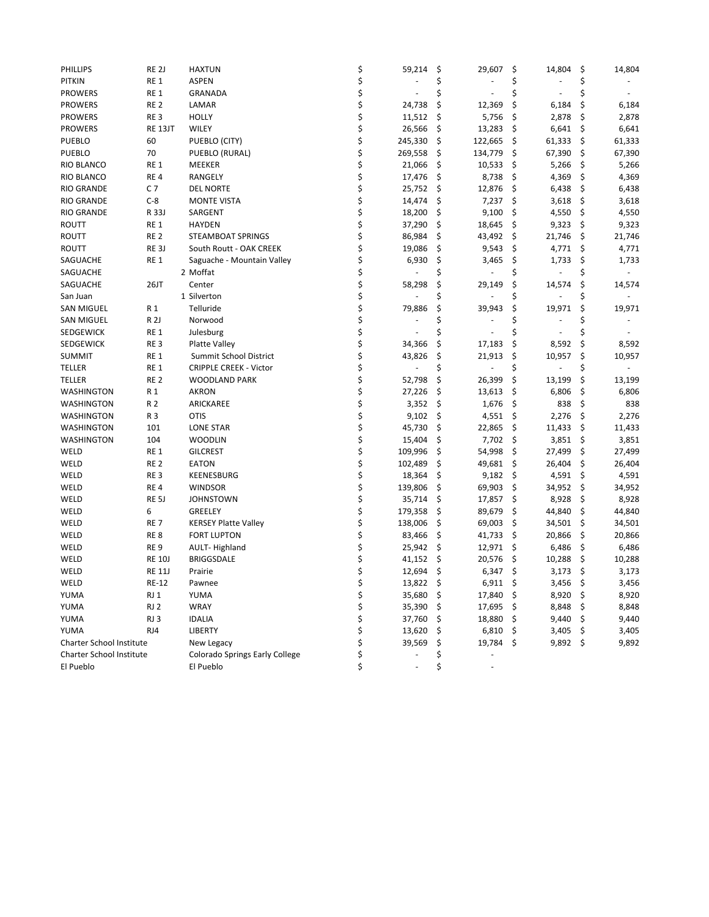| | | | | | | |
|---|---|---|---|---|---|---|
| PHILLIPS | RE 2J | HAXTUN | $ 59,214 | $ 29,607 | $ 14,804 | $ 14,804 |
| PITKIN | RE 1 | ASPEN | $ - | $ - | $ - | $ - |
| PROWERS | RE 1 | GRANADA | $ - | $ - | $ - | $ - |
| PROWERS | RE 2 | LAMAR | $ 24,738 | $ 12,369 | $ 6,184 | $ 6,184 |
| PROWERS | RE 3 | HOLLY | $ 11,512 | $ 5,756 | $ 2,878 | $ 2,878 |
| PROWERS | RE 13JT | WILEY | $ 26,566 | $ 13,283 | $ 6,641 | $ 6,641 |
| PUEBLO | 60 | PUEBLO (CITY) | $ 245,330 | $ 122,665 | $ 61,333 | $ 61,333 |
| PUEBLO | 70 | PUEBLO (RURAL) | $ 269,558 | $ 134,779 | $ 67,390 | $ 67,390 |
| RIO BLANCO | RE 1 | MEEKER | $ 21,066 | $ 10,533 | $ 5,266 | $ 5,266 |
| RIO BLANCO | RE 4 | RANGELY | $ 17,476 | $ 8,738 | $ 4,369 | $ 4,369 |
| RIO GRANDE | C 7 | DEL NORTE | $ 25,752 | $ 12,876 | $ 6,438 | $ 6,438 |
| RIO GRANDE | C-8 | MONTE VISTA | $ 14,474 | $ 7,237 | $ 3,618 | $ 3,618 |
| RIO GRANDE | R 33J | SARGENT | $ 18,200 | $ 9,100 | $ 4,550 | $ 4,550 |
| ROUTT | RE 1 | HAYDEN | $ 37,290 | $ 18,645 | $ 9,323 | $ 9,323 |
| ROUTT | RE 2 | STEAMBOAT SPRINGS | $ 86,984 | $ 43,492 | $ 21,746 | $ 21,746 |
| ROUTT | RE 3J | South Routt - OAK CREEK | $ 19,086 | $ 9,543 | $ 4,771 | $ 4,771 |
| SAGUACHE | RE 1 | Saguache - Mountain Valley | $ 6,930 | $ 3,465 | $ 1,733 | $ 1,733 |
| SAGUACHE | | 2 Moffat | $ - | $ - | $ - | $ - |
| SAGUACHE | 26JT | Center | $ 58,298 | $ 29,149 | $ 14,574 | $ 14,574 |
| San Juan | | 1 Silverton | $ - | $ - | $ - | $ - |
| SAN MIGUEL | R 1 | Telluride | $ 79,886 | $ 39,943 | $ 19,971 | $ 19,971 |
| SAN MIGUEL | R 2J | Norwood | $ - | $ - | $ - | $ - |
| SEDGEWICK | RE 1 | Julesburg | $ - | $ - | $ - | $ - |
| SEDGEWICK | RE 3 | Platte Valley | $ 34,366 | $ 17,183 | $ 8,592 | $ 8,592 |
| SUMMIT | RE 1 | Summit School District | $ 43,826 | $ 21,913 | $ 10,957 | $ 10,957 |
| TELLER | RE 1 | CRIPPLE CREEK - Victor | $ - | $ - | $ - | $ - |
| TELLER | RE 2 | WOODLAND PARK | $ 52,798 | $ 26,399 | $ 13,199 | $ 13,199 |
| WASHINGTON | R 1 | AKRON | $ 27,226 | $ 13,613 | $ 6,806 | $ 6,806 |
| WASHINGTON | R 2 | ARICKAREE | $ 3,352 | $ 1,676 | $ 838 | $ 838 |
| WASHINGTON | R 3 | OTIS | $ 9,102 | $ 4,551 | $ 2,276 | $ 2,276 |
| WASHINGTON | 101 | LONE STAR | $ 45,730 | $ 22,865 | $ 11,433 | $ 11,433 |
| WASHINGTON | 104 | WOODLIN | $ 15,404 | $ 7,702 | $ 3,851 | $ 3,851 |
| WELD | RE 1 | GILCREST | $ 109,996 | $ 54,998 | $ 27,499 | $ 27,499 |
| WELD | RE 2 | EATON | $ 102,489 | $ 49,681 | $ 26,404 | $ 26,404 |
| WELD | RE 3 | KEENESBURG | $ 18,364 | $ 9,182 | $ 4,591 | $ 4,591 |
| WELD | RE 4 | WINDSOR | $ 139,806 | $ 69,903 | $ 34,952 | $ 34,952 |
| WELD | RE 5J | JOHNSTOWN | $ 35,714 | $ 17,857 | $ 8,928 | $ 8,928 |
| WELD | 6 | GREELEY | $ 179,358 | $ 89,679 | $ 44,840 | $ 44,840 |
| WELD | RE 7 | KERSEY Platte Valley | $ 138,006 | $ 69,003 | $ 34,501 | $ 34,501 |
| WELD | RE 8 | FORT LUPTON | $ 83,466 | $ 41,733 | $ 20,866 | $ 20,866 |
| WELD | RE 9 | AULT- Highland | $ 25,942 | $ 12,971 | $ 6,486 | $ 6,486 |
| WELD | RE 10J | BRIGGSDALE | $ 41,152 | $ 20,576 | $ 10,288 | $ 10,288 |
| WELD | RE 11J | Prairie | $ 12,694 | $ 6,347 | $ 3,173 | $ 3,173 |
| WELD | RE-12 | Pawnee | $ 13,822 | $ 6,911 | $ 3,456 | $ 3,456 |
| YUMA | RJ 1 | YUMA | $ 35,680 | $ 17,840 | $ 8,920 | $ 8,920 |
| YUMA | RJ 2 | WRAY | $ 35,390 | $ 17,695 | $ 8,848 | $ 8,848 |
| YUMA | RJ 3 | IDALIA | $ 37,760 | $ 18,880 | $ 9,440 | $ 9,440 |
| YUMA | RJ4 | LIBERTY | $ 13,620 | $ 6,810 | $ 3,405 | $ 3,405 |
| Charter School Institute | | New Legacy | $ 39,569 | $ 19,784 | $ 9,892 | $ 9,892 |
| Charter School Institute | | Colorado Springs Early College | $ - | $ - | | |
| El Pueblo | | El Pueblo | $ - | $ - | | |